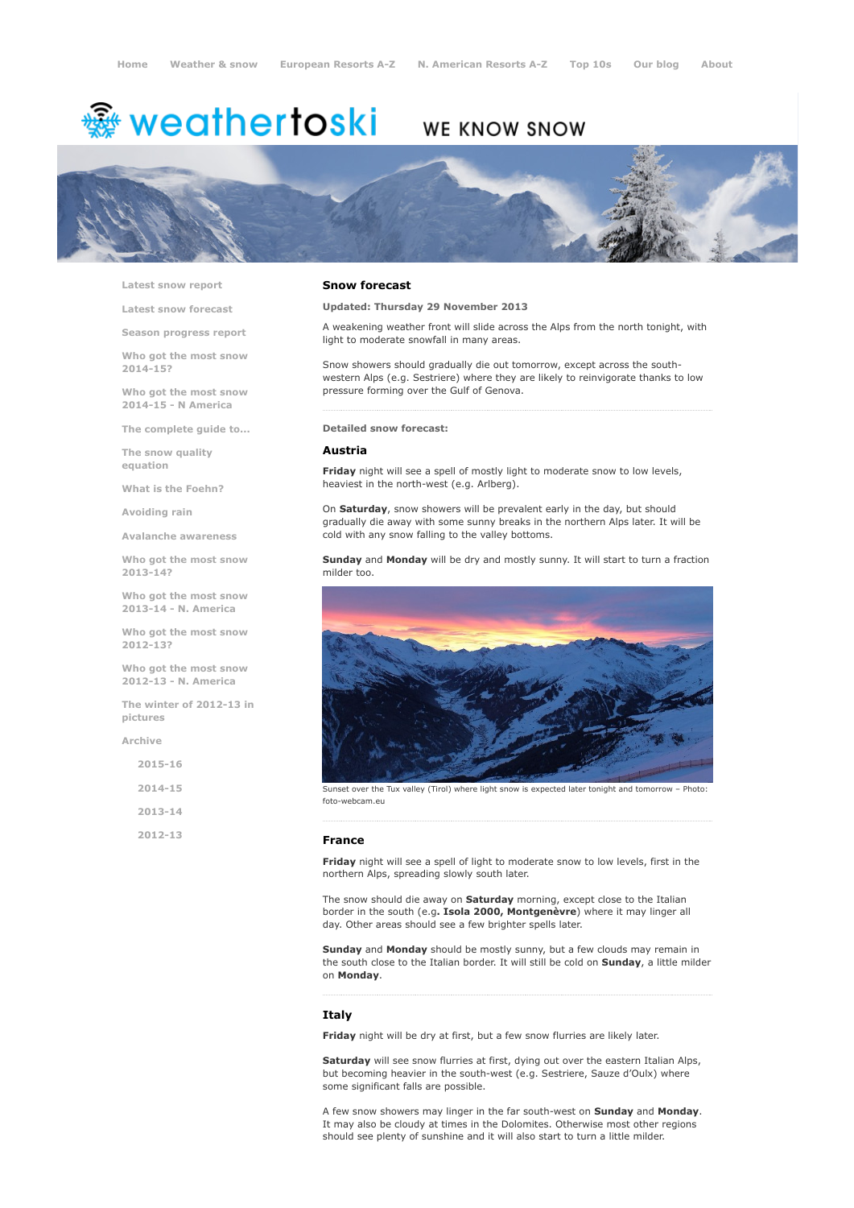Home | Weather & snow | European Resorts A-Z | N. American Resorts A-Z | Top 10s | Our blog | About

weathertoski WE KNOW SNOW

- Latest snow report
- Latest snow forecast
- Season progress report
- Who got the most snow 2014-15?
- Who got the most snow 2014-15 - N America
- The complete guide to...
- The snow quality equation
- What is the Foehn?
- Avoiding rain
- Avalanche awareness
- Who got the most snow 2013-14?
- Who got the most snow 2013-14 - N. America
- Who got the most snow 2012-13?
- Who got the most snow 2012-13 - N. America
- The winter of 2012-13 in pictures
- Archive
  - 2015-16
  - 2014-15
  - 2013-14
  - 2012-13

## Snow forecast

**Updated: Thursday 29 November 2013**

A weakening weather front will slide across the Alps from the north tonight, with light to moderate snowfall in many areas.

Snow showers should gradually die out tomorrow, except across the south-western Alps (e.g. Sestriere) where they are likely to reinvigorate thanks to low pressure forming over the Gulf of Genova.

**Detailed snow forecast:**

### Austria

**Friday** night will see a spell of mostly light to moderate snow to low levels, heaviest in the north-west (e.g. Arlberg).

On **Saturday**, snow showers will be prevalent early in the day, but should gradually die away with some sunny breaks in the northern Alps later. It will be cold with any snow falling to the valley bottoms.

**Sunday** and **Monday** will be dry and mostly sunny. It will start to turn a fraction milder too.

Sunset over the Tux valley (Tirol) where light snow is expected later tonight and tomorrow – Photo: foto-webcam.eu

### France

**Friday** night will see a spell of light to moderate snow to low levels, first in the northern Alps, spreading slowly south later.

The snow should die away on **Saturday** morning, except close to the Italian border in the south (e.g**. Isola 2000, Montgenèvre**) where it may linger all day. Other areas should see a few brighter spells later.

**Sunday** and **Monday** should be mostly sunny, but a few clouds may remain in the south close to the Italian border. It will still be cold on **Sunday**, a little milder on **Monday**.

### Italy

**Friday** night will be dry at first, but a few snow flurries are likely later.

**Saturday** will see snow flurries at first, dying out over the eastern Italian Alps, but becoming heavier in the south-west (e.g. Sestriere, Sauze d'Oulx) where some significant falls are possible.

A few snow showers may linger in the far south-west on **Sunday** and **Monday**. It may also be cloudy at times in the Dolomites. Otherwise most other regions should see plenty of sunshine and it will also start to turn a little milder.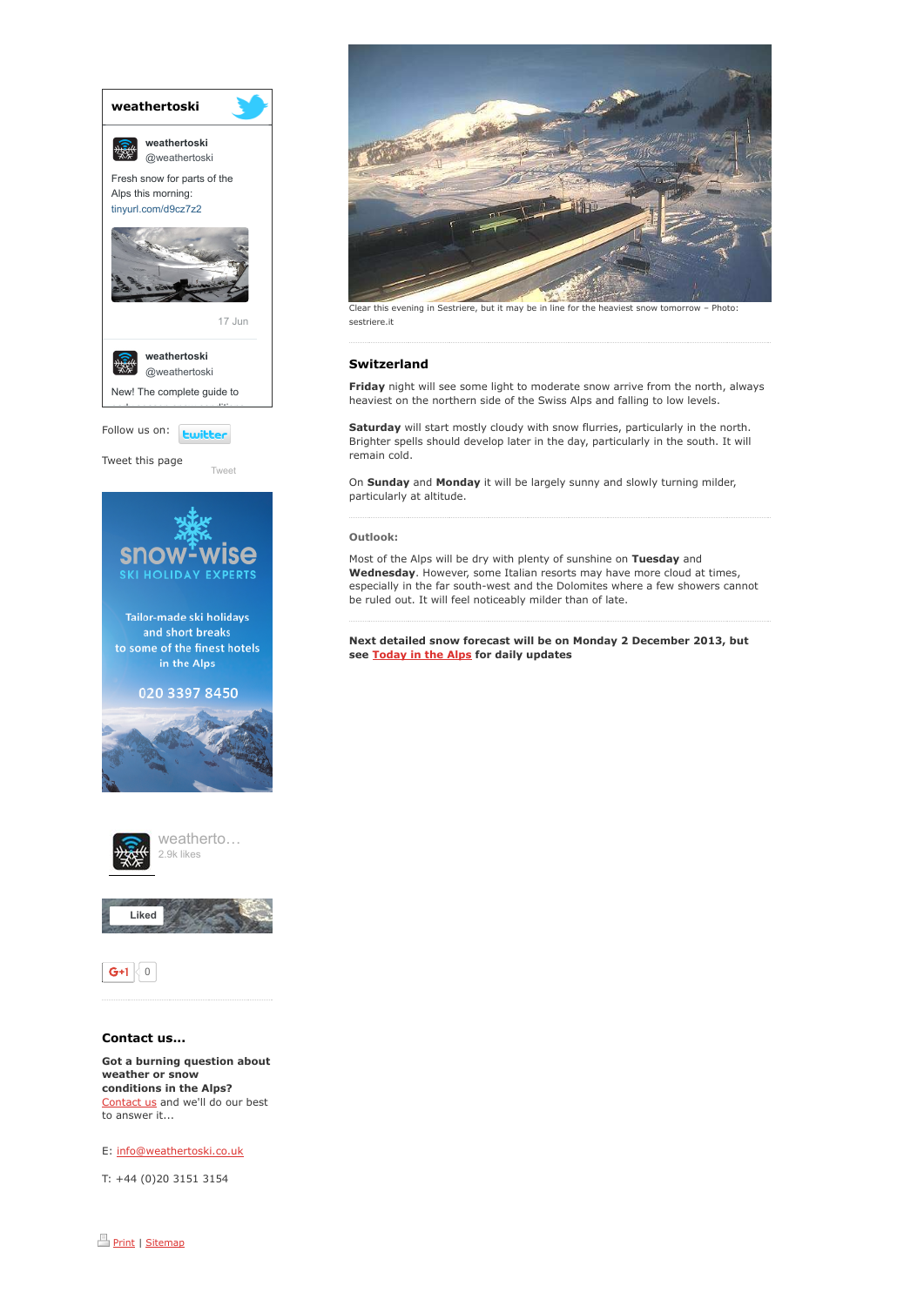Clear this evening in Sestriere, but it may be in line for the heaviest snow tomorrow – Photo: sestriere.it

## Switzerland

**Friday** night will see some light to moderate snow arrive from the north, always heaviest on the northern side of the Swiss Alps and falling to low levels.

**Saturday** will start mostly cloudy with snow flurries, particularly in the north. Brighter spells should develop later in the day, particularly in the south. It will remain cold.

On **Sunday** and **Monday** it will be largely sunny and slowly turning milder, particularly at altitude.

**Outlook:**

Most of the Alps will be dry with plenty of sunshine on **Tuesday** and **Wednesday**. However, some Italian resorts may have more cloud at times, especially in the far south-west and the Dolomites where a few showers cannot be ruled out. It will feel noticeably milder than of late.

**Next detailed snow forecast will be on Monday 2 December 2013, but see Today in the Alps for daily updates**

weathertoski

weathertoski @weathertoski

Fresh snow for parts of the Alps this morning: tinyurl.com/d9cz7z2

17 Jun

weathertoski @weathertoski

New! The complete guide to

Follow us on: twitter

Tweet this page

Tweet

snow-wise SKI HOLIDAY EXPERTS

Tailor-made ski holidays and short breaks to some of the finest hotels in the Alps

020 3397 8450

weatherto... 2.9k likes

Liked

G+1 0

**Contact us...**

**Got a burning question about weather or snow conditions in the Alps?** Contact us and we'll do our best to answer it...

E: info@weathertoski.co.uk

T: +44 (0)20 3151 3154

Print | Sitemap